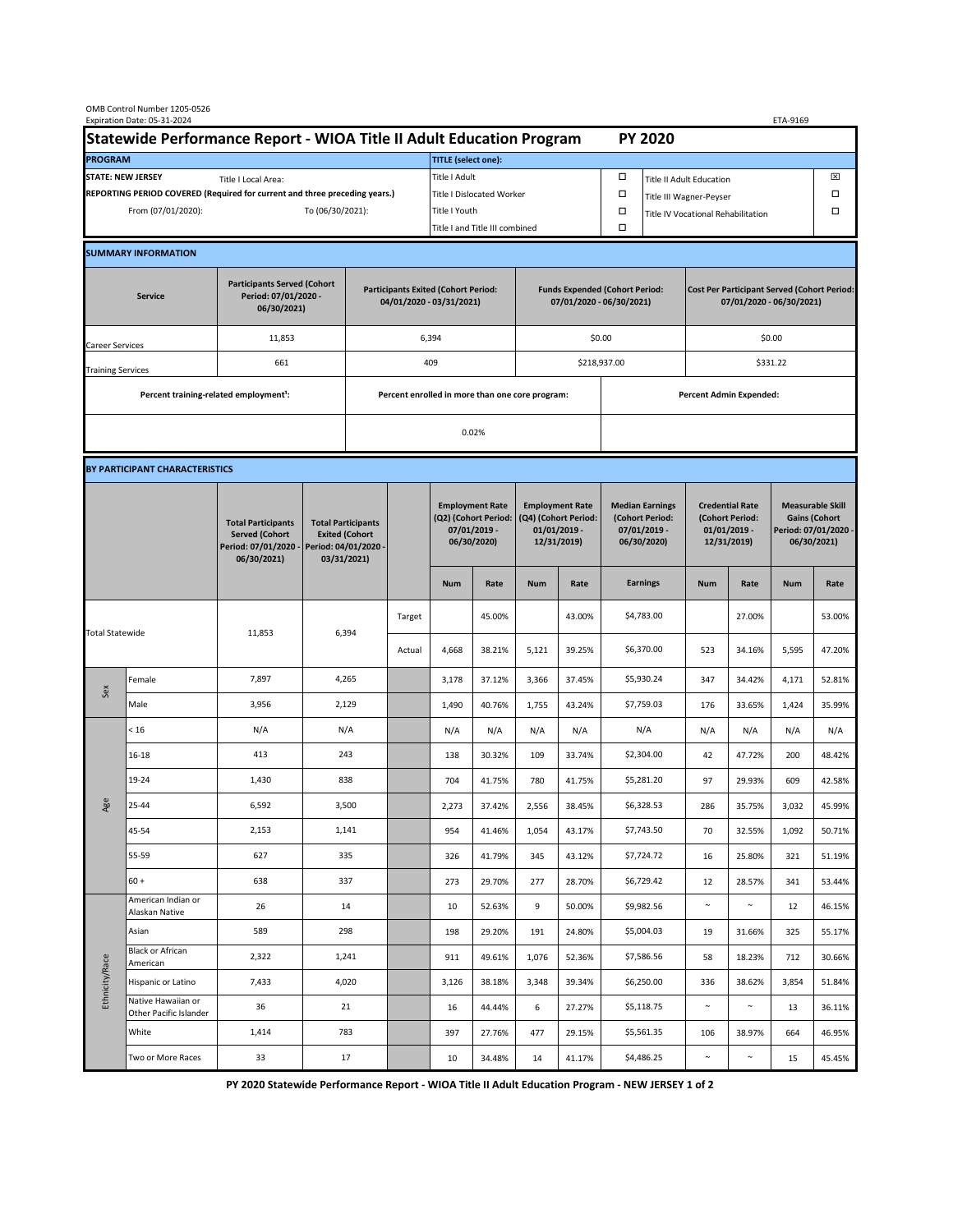OMB Control Number 1205-0526
Expiration Date: 05-31-2024

ETA-9169

# Statewide Performance Report - WIOA Title II Adult Education Program — PY 2020

| PROGRAM | | TITLE (select one): | | | |
|---|---|---|---|---|---|
| STATE: NEW JERSEY | Title I Local Area: | Title I Adult | ☐ | Title II Adult Education | ☒ |
| REPORTING PERIOD COVERED (Required for current and three preceding years.) | | Title I Dislocated Worker | ☐ | Title III Wagner-Peyser | ☐ |
| From (07/01/2020): | To (06/30/2021): | Title I Youth | ☐ | Title IV Vocational Rehabilitation | ☐ |
| | | Title I and Title III combined | ☐ | | |

## SUMMARY INFORMATION

| Service | Participants Served (Cohort Period: 07/01/2020 - 06/30/2021) | Participants Exited (Cohort Period: 04/01/2020 - 03/31/2021) | Funds Expended (Cohort Period: 07/01/2020 - 06/30/2021) | Cost Per Participant Served (Cohort Period: 07/01/2020 - 06/30/2021) |
|---|---|---|---|---|
| Career Services | 11,853 | 6,394 | $0.00 | $0.00 |
| Training Services | 661 | 409 | $218,937.00 | $331.22 |

| Percent training-related employment[1]: | Percent enrolled in more than one core program: | Percent Admin Expended: |
|---|---|---|
| | 0.02% | |

## BY PARTICIPANT CHARACTERISTICS

| | | Total Participants Served (Cohort Period: 07/01/2020 - 06/30/2021) | Total Participants Exited (Cohort Period: 04/01/2020 - 03/31/2021) | | Employment Rate (Q2) (Cohort Period: 07/01/2019 - 06/30/2020) | | Employment Rate (Q4) (Cohort Period: 01/01/2019 - 12/31/2019) | | Median Earnings (Cohort Period: 07/01/2019 - 06/30/2020) | Credential Rate (Cohort Period: 01/01/2019 - 12/31/2019) | | Measurable Skill Gains (Cohort Period: 07/01/2020 - 06/30/2021) | |
|---|---|---|---|---|---|---|---|---|---|---|---|---|---|
| | | | | | Num | Rate | Num | Rate | Earnings | Num | Rate | Num | Rate |
| Total Statewide | | 11,853 | 6,394 | Target | | 45.00% | | 43.00% | $4,783.00 | | 27.00% | | 53.00% |
| | | | | Actual | 4,668 | 38.21% | 5,121 | 39.25% | $6,370.00 | 523 | 34.16% | 5,595 | 47.20% |
| Sex | Female | 7,897 | 4,265 | | 3,178 | 37.12% | 3,366 | 37.45% | $5,930.24 | 347 | 34.42% | 4,171 | 52.81% |
| | Male | 3,956 | 2,129 | | 1,490 | 40.76% | 1,755 | 43.24% | $7,759.03 | 176 | 33.65% | 1,424 | 35.99% |
| Age | < 16 | N/A | N/A | | N/A | N/A | N/A | N/A | N/A | N/A | N/A | N/A | N/A |
| | 16-18 | 413 | 243 | | 138 | 30.32% | 109 | 33.74% | $2,304.00 | 42 | 47.72% | 200 | 48.42% |
| | 19-24 | 1,430 | 838 | | 704 | 41.75% | 780 | 41.75% | $5,281.20 | 97 | 29.93% | 609 | 42.58% |
| | 25-44 | 6,592 | 3,500 | | 2,273 | 37.42% | 2,556 | 38.45% | $6,328.53 | 286 | 35.75% | 3,032 | 45.99% |
| | 45-54 | 2,153 | 1,141 | | 954 | 41.46% | 1,054 | 43.17% | $7,743.50 | 70 | 32.55% | 1,092 | 50.71% |
| | 55-59 | 627 | 335 | | 326 | 41.79% | 345 | 43.12% | $7,724.72 | 16 | 25.80% | 321 | 51.19% |
| | 60 + | 638 | 337 | | 273 | 29.70% | 277 | 28.70% | $6,729.42 | 12 | 28.57% | 341 | 53.44% |
| Ethnicity/Race | American Indian or Alaskan Native | 26 | 14 | | 10 | 52.63% | 9 | 50.00% | $9,982.56 | ~ | ~ | 12 | 46.15% |
| | Asian | 589 | 298 | | 198 | 29.20% | 191 | 24.80% | $5,004.03 | 19 | 31.66% | 325 | 55.17% |
| | Black or African American | 2,322 | 1,241 | | 911 | 49.61% | 1,076 | 52.36% | $7,586.56 | 58 | 18.23% | 712 | 30.66% |
| | Hispanic or Latino | 7,433 | 4,020 | | 3,126 | 38.18% | 3,348 | 39.34% | $6,250.00 | 336 | 38.62% | 3,854 | 51.84% |
| | Native Hawaiian or Other Pacific Islander | 36 | 21 | | 16 | 44.44% | 6 | 27.27% | $5,118.75 | ~ | ~ | 13 | 36.11% |
| | White | 1,414 | 783 | | 397 | 27.76% | 477 | 29.15% | $5,561.35 | 106 | 38.97% | 664 | 46.95% |
| | Two or More Races | 33 | 17 | | 10 | 34.48% | 14 | 41.17% | $4,486.25 | ~ | ~ | 15 | 45.45% |

PY 2020 Statewide Performance Report - WIOA Title II Adult Education Program - NEW JERSEY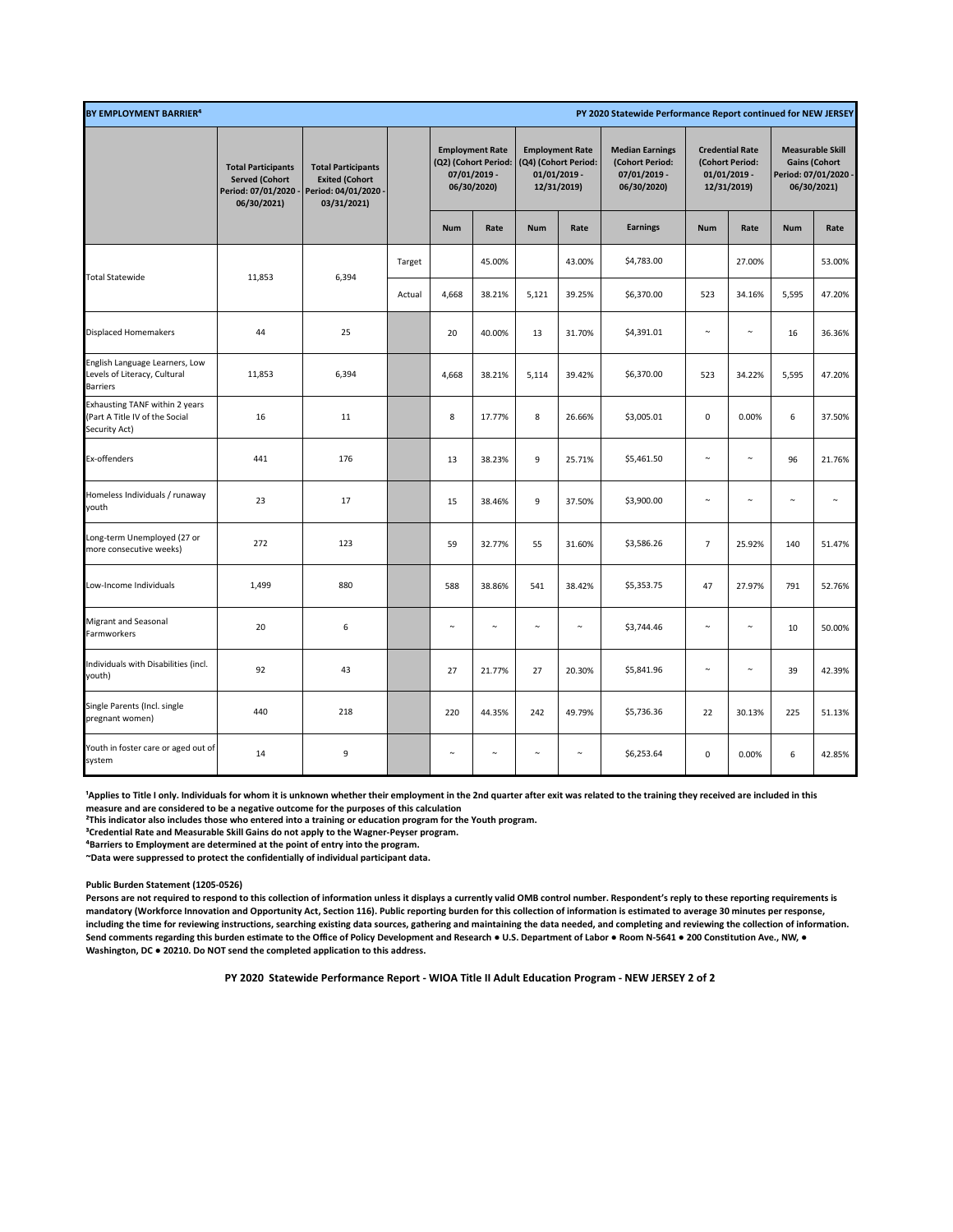| BY EMPLOYMENT BARRIER[4] | | | | PY 2020 Statewide Performance Report continued for NEW JERSEY | | | | | | | | | |
|---|---|---|---|---|---|---|---|---|---|---|---|---|---|
| | Total Participants Served (Cohort Period: 07/01/2020 - 06/30/2021) | Total Participants Exited (Cohort Period: 04/01/2020 - 03/31/2021) | | Employment Rate (Q2) (Cohort Period: 07/01/2019 - 06/30/2020) | | Employment Rate (Q4) (Cohort Period: 01/01/2019 - 12/31/2019) | | Median Earnings (Cohort Period: 07/01/2019 - 06/30/2020) | Credential Rate (Cohort Period: 01/01/2019 - 12/31/2019) | | Measurable Skill Gains (Cohort Period: 07/01/2020 - 06/30/2021) | | |
| | | | | Num | Rate | Num | Rate | Earnings | Num | Rate | Num | Rate | |
| Total Statewide | 11,853 | 6,394 | Target | | 45.00% | | 43.00% | $4,783.00 | | 27.00% | | 53.00% | |
| | | | Actual | 4,668 | 38.21% | 5,121 | 39.25% | $6,370.00 | 523 | 34.16% | 5,595 | 47.20% | |
| Displaced Homemakers | 44 | 25 | | 20 | 40.00% | 13 | 31.70% | $4,391.01 | ~ | ~ | 16 | 36.36% | |
| English Language Learners, Low Levels of Literacy, Cultural Barriers | 11,853 | 6,394 | | 4,668 | 38.21% | 5,114 | 39.42% | $6,370.00 | 523 | 34.22% | 5,595 | 47.20% | |
| Exhausting TANF within 2 years (Part A Title IV of the Social Security Act) | 16 | 11 | | 8 | 17.77% | 8 | 26.66% | $3,005.01 | 0 | 0.00% | 6 | 37.50% | |
| Ex-offenders | 441 | 176 | | 13 | 38.23% | 9 | 25.71% | $5,461.50 | ~ | ~ | 96 | 21.76% | |
| Homeless Individuals / runaway youth | 23 | 17 | | 15 | 38.46% | 9 | 37.50% | $3,900.00 | ~ | ~ | ~ | ~ | |
| Long-term Unemployed (27 or more consecutive weeks) | 272 | 123 | | 59 | 32.77% | 55 | 31.60% | $3,586.26 | 7 | 25.92% | 140 | 51.47% | |
| Low-Income Individuals | 1,499 | 880 | | 588 | 38.86% | 541 | 38.42% | $5,353.75 | 47 | 27.97% | 791 | 52.76% | |
| Migrant and Seasonal Farmworkers | 20 | 6 | | ~ | ~ | ~ | ~ | $3,744.46 | ~ | ~ | 10 | 50.00% | |
| Individuals with Disabilities (incl. youth) | 92 | 43 | | 27 | 21.77% | 27 | 20.30% | $5,841.96 | ~ | ~ | 39 | 42.39% | |
| Single Parents (Incl. single pregnant women) | 440 | 218 | | 220 | 44.35% | 242 | 49.79% | $5,736.36 | 22 | 30.13% | 225 | 51.13% | |
| Youth in foster care or aged out of system | 14 | 9 | | ~ | ~ | ~ | ~ | $6,253.64 | 0 | 0.00% | 6 | 42.85% | |

**[1]Applies to Title I only. Individuals for whom it is unknown whether their employment in the 2nd quarter after exit was related to the training they received are included in this measure and are considered to be a negative outcome for the purposes of this calculation**
**[2]This indicator also includes those who entered into a training or education program for the Youth program.**
**[3]Credential Rate and Measurable Skill Gains do not apply to the Wagner-Peyser program.**
**[4]Barriers to Employment are determined at the point of entry into the program.**
**~Data were suppressed to protect the confidentially of individual participant data.**

**Public Burden Statement (1205-0526)**

**Persons are not required to respond to this collection of information unless it displays a currently valid OMB control number. Respondent's reply to these reporting requirements is mandatory (Workforce Innovation and Opportunity Act, Section 116). Public reporting burden for this collection of information is estimated to average 30 minutes per response, including the time for reviewing instructions, searching existing data sources, gathering and maintaining the data needed, and completing and reviewing the collection of information. Send comments regarding this burden estimate to the Office of Policy Development and Research ● U.S. Department of Labor ● Room N-5641 ● 200 Constitution Ave., NW, ● Washington, DC ● 20210. Do NOT send the completed application to this address.**